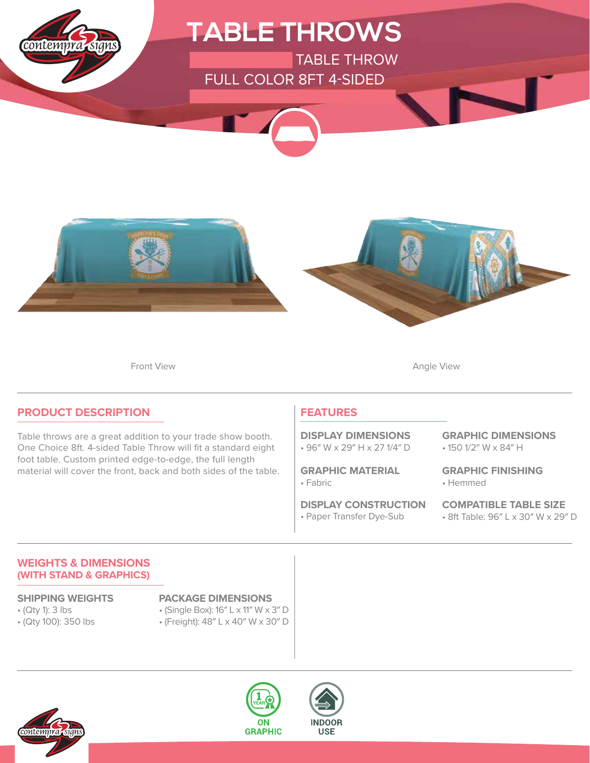# TABLE THROWS

TABLE THROW

FULL COLOR 8FT 4-SIDED

Front View

Angle View

## PRODUCT DESCRIPTION

Table throws are a great addition to your trade show booth. One Choice 8ft. 4-sided Table Throw will fit a standard eight foot table. Custom printed edge-to-edge, the full length material will cover the front, back and both sides of the table.

## FEATURES

**DISPLAY DIMENSIONS**
- 96″ W x 29″ H x 27 1/4″ D

**GRAPHIC DIMENSIONS**
- 150 1/2″ W x 84″ H

**GRAPHIC MATERIAL**
- Fabric

**GRAPHIC FINISHING**
- Hemmed

**DISPLAY CONSTRUCTION**
- Paper Transfer Dye-Sub

**COMPATIBLE TABLE SIZE**
- 8ft Table: 96″ L x 30″ W x 29″ D

## WEIGHTS & DIMENSIONS (WITH STAND & GRAPHICS)

**SHIPPING WEIGHTS**
- (Qty 1): 3 lbs
- (Qty 100): 350 lbs

**PACKAGE DIMENSIONS**
- (Single Box): 16″ L x 11″ W x 3″ D
- (Freight): 48″ L x 40″ W x 30″ D

1 YEAR ON GRAPHIC

INDOOR USE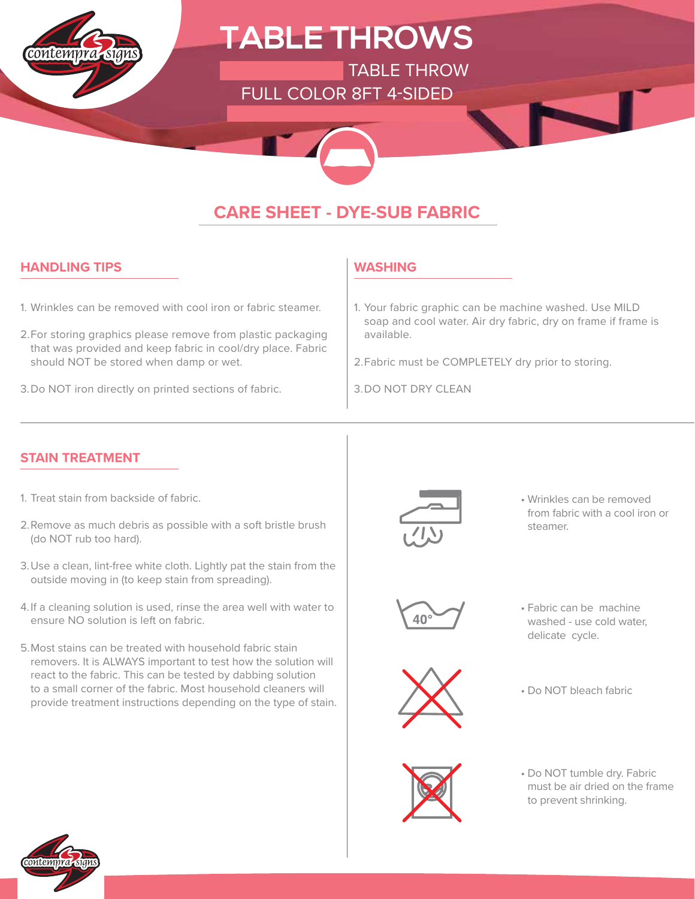# TABLE THROWS

TABLE THROW

FULL COLOR 8FT 4-SIDED

## CARE SHEET - DYE-SUB FABRIC

### HANDLING TIPS

1. Wrinkles can be removed with cool iron or fabric steamer.
2. For storing graphics please remove from plastic packaging that was provided and keep fabric in cool/dry place. Fabric should NOT be stored when damp or wet.
3. Do NOT iron directly on printed sections of fabric.

### WASHING

1. Your fabric graphic can be machine washed. Use MILD soap and cool water. Air dry fabric, dry on frame if frame is available.
2. Fabric must be COMPLETELY dry prior to storing.
3. DO NOT DRY CLEAN

### STAIN TREATMENT

1. Treat stain from backside of fabric.
2. Remove as much debris as possible with a soft bristle brush (do NOT rub too hard).
3. Use a clean, lint-free white cloth. Lightly pat the stain from the outside moving in (to keep stain from spreading).
4. If a cleaning solution is used, rinse the area well with water to ensure NO solution is left on fabric.
5. Most stains can be treated with household fabric stain removers. It is ALWAYS important to test how the solution will react to the fabric. This can be tested by dabbing solution to a small corner of the fabric. Most household cleaners will provide treatment instructions depending on the type of stain.

- Wrinkles can be removed from fabric with a cool iron or steamer.

40°

- Fabric can be machine washed - use cold water, delicate cycle.
- Do NOT bleach fabric
- Do NOT tumble dry. Fabric must be air dried on the frame to prevent shrinking.